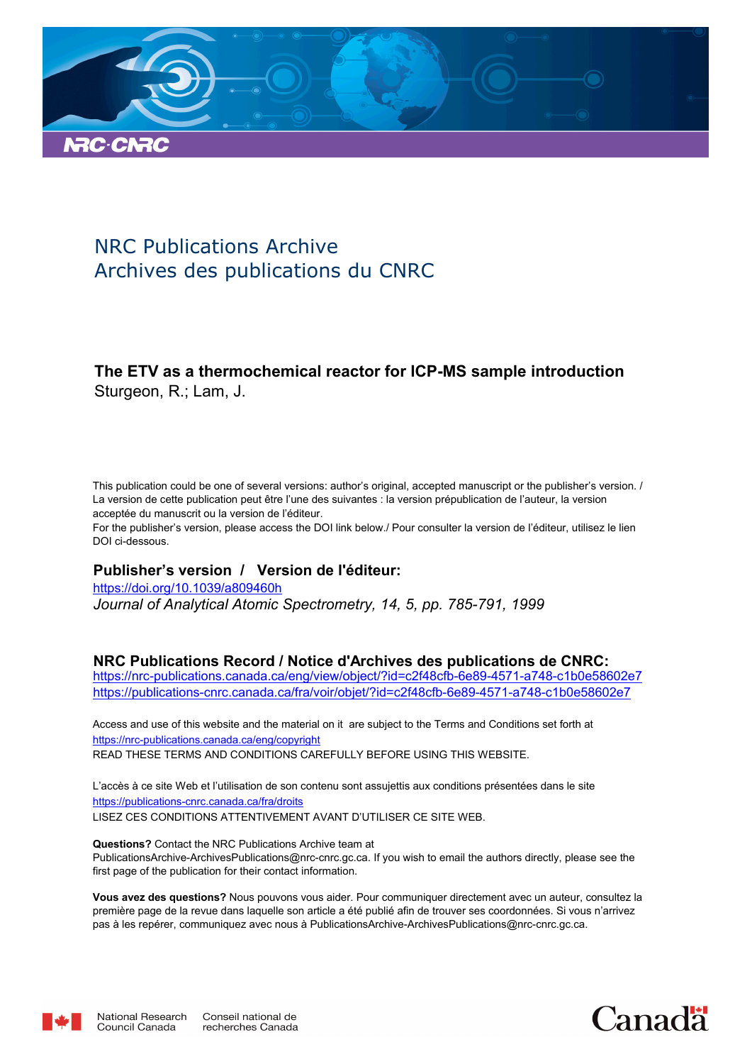NRC Publications Archive
Archives des publications du CNRC

**The ETV as a thermochemical reactor for ICP-MS sample introduction**
Sturgeon, R.; Lam, J.

This publication could be one of several versions: author's original, accepted manuscript or the publisher's version. / La version de cette publication peut être l'une des suivantes : la version prépublication de l'auteur, la version acceptée du manuscrit ou la version de l'éditeur.
For the publisher's version, please access the DOI link below./ Pour consulter la version de l'éditeur, utilisez le lien DOI ci-dessous.

**Publisher's version / Version de l'éditeur:**
https://doi.org/10.1039/a809460h
*Journal of Analytical Atomic Spectrometry, 14, 5, pp. 785-791, 1999*

**NRC Publications Record / Notice d'Archives des publications de CNRC:**
https://nrc-publications.canada.ca/eng/view/object/?id=c2f48cfb-6e89-4571-a748-c1b0e58602e7
https://publications-cnrc.canada.ca/fra/voir/objet/?id=c2f48cfb-6e89-4571-a748-c1b0e58602e7

Access and use of this website and the material on it are subject to the Terms and Conditions set forth at
https://nrc-publications.canada.ca/eng/copyright
READ THESE TERMS AND CONDITIONS CAREFULLY BEFORE USING THIS WEBSITE.

L'accès à ce site Web et l'utilisation de son contenu sont assujettis aux conditions présentées dans le site
https://publications-cnrc.canada.ca/fra/droits
LISEZ CES CONDITIONS ATTENTIVEMENT AVANT D'UTILISER CE SITE WEB.

**Questions?** Contact the NRC Publications Archive team at PublicationsArchive-ArchivesPublications@nrc-cnrc.gc.ca. If you wish to email the authors directly, please see the first page of the publication for their contact information.

**Vous avez des questions?** Nous pouvons vous aider. Pour communiquer directement avec un auteur, consultez la première page de la revue dans laquelle son article a été publié afin de trouver ses coordonnées. Si vous n'arrivez pas à les repérer, communiquez avec nous à PublicationsArchive-ArchivesPublications@nrc-cnrc.gc.ca.

National Research Council Canada
Conseil national de recherches Canada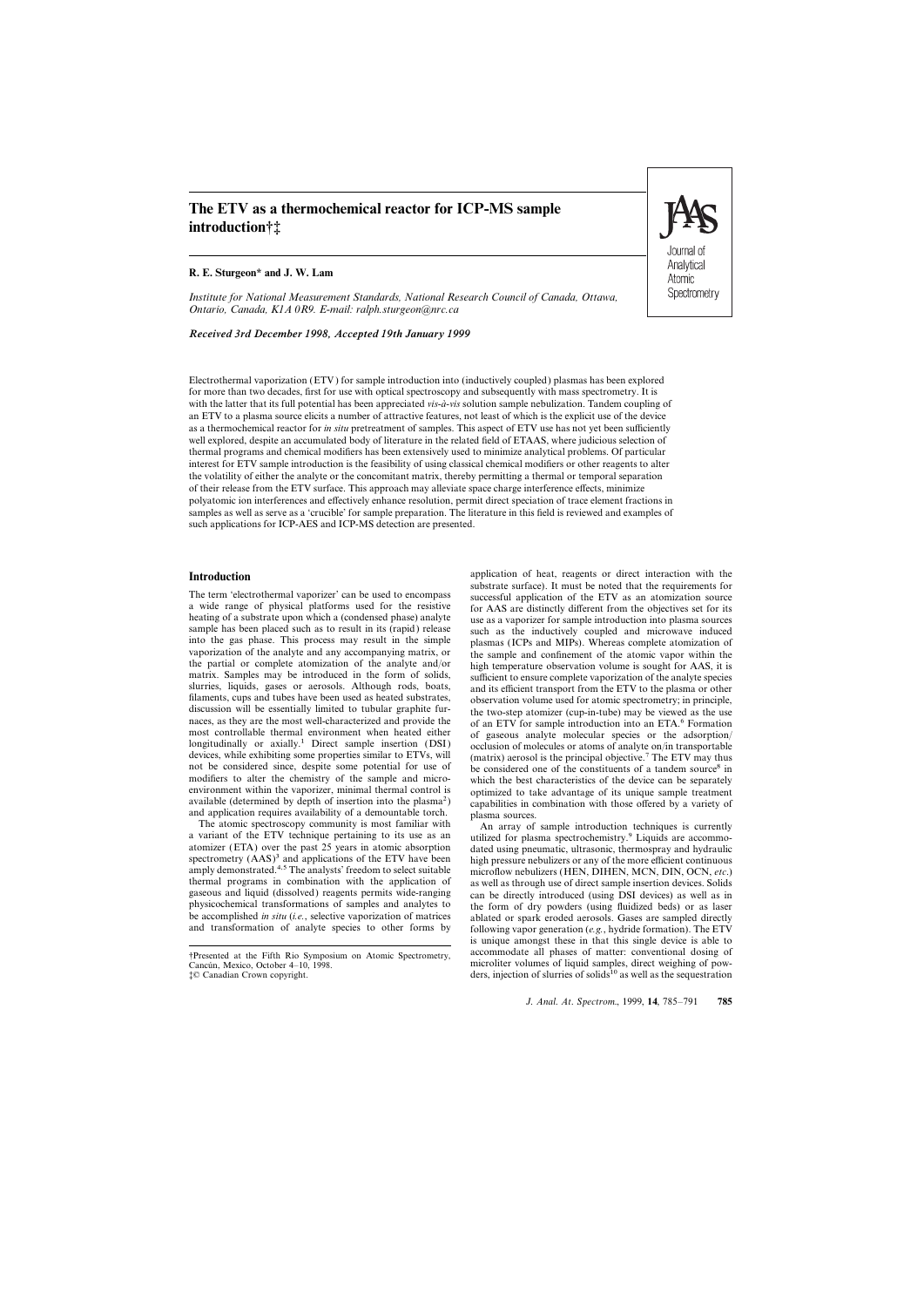# The ETV as a thermochemical reactor for ICP-MS sample introduction†‡

**R. E. Sturgeon\* and J. W. Lam**

*Institute for National Measurement Standards, National Research Council of Canada, Ottawa, Ontario, Canada, K1A 0R9. E-mail: ralph.sturgeon@nrc.ca*

*Received 3rd December 1998, Accepted 19th January 1999*

Electrothermal vaporization (ETV) for sample introduction into (inductively coupled) plasmas has been explored for more than two decades, first for use with optical spectroscopy and subsequently with mass spectrometry. It is with the latter that its full potential has been appreciated *vis-à-vis* solution sample nebulization. Tandem coupling of an ETV to a plasma source elicits a number of attractive features, not least of which is the explicit use of the device as a thermochemical reactor for *in situ* pretreatment of samples. This aspect of ETV use has not yet been sufficiently well explored, despite an accumulated body of literature in the related field of ETAAS, where judicious selection of thermal programs and chemical modifiers has been extensively used to minimize analytical problems. Of particular interest for ETV sample introduction is the feasibility of using classical chemical modifiers or other reagents to alter the volatility of either the analyte or the concomitant matrix, thereby permitting a thermal or temporal separation of their release from the ETV surface. This approach may alleviate space charge interference effects, minimize polyatomic ion interferences and effectively enhance resolution, permit direct speciation of trace element fractions in samples as well as serve as a 'crucible' for sample preparation. The literature in this field is reviewed and examples of such applications for ICP-AES and ICP-MS detection are presented.

## Introduction

The term 'electrothermal vaporizer' can be used to encompass a wide range of physical platforms used for the resistive heating of a substrate upon which a (condensed phase) analyte sample has been placed such as to result in its (rapid) release into the gas phase. This process may result in the simple vaporization of the analyte and any accompanying matrix, or the partial or complete atomization of the analyte and/or matrix. Samples may be introduced in the form of solids, slurries, liquids, gases or aerosols. Although rods, boats, filaments, cups and tubes have been used as heated substrates, discussion will be essentially limited to tubular graphite furnaces, as they are the most well-characterized and provide the most controllable thermal environment when heated either longitudinally or axially.[1] Direct sample insertion (DSI) devices, while exhibiting some properties similar to ETVs, will not be considered since, despite some potential for use of modifiers to alter the chemistry of the sample and microenvironment within the vaporizer, minimal thermal control is available (determined by depth of insertion into the plasma[2]) and application requires availability of a demountable torch.

The atomic spectroscopy community is most familiar with a variant of the ETV technique pertaining to its use as an atomizer (ETA) over the past 25 years in atomic absorption spectrometry (AAS)[3] and applications of the ETV have been amply demonstrated.[4,5] The analysts' freedom to select suitable thermal programs in combination with the application of gaseous and liquid (dissolved) reagents permits wide-ranging physicochemical transformations of samples and analytes to be accomplished *in situ* (*i.e.*, selective vaporization of matrices and transformation of analyte species to other forms by application of heat, reagents or direct interaction with the substrate surface). It must be noted that the requirements for successful application of the ETV as an atomization source for AAS are distinctly different from the objectives set for its use as a vaporizer for sample introduction into plasma sources such as the inductively coupled and microwave induced plasmas (ICPs and MIPs). Whereas complete atomization of the sample and confinement of the atomic vapor within the high temperature observation volume is sought for AAS, it is sufficient to ensure complete vaporization of the analyte species and its efficient transport from the ETV to the plasma or other observation volume used for atomic spectrometry; in principle, the two-step atomizer (cup-in-tube) may be viewed as the use of an ETV for sample introduction into an ETA.[6] Formation of gaseous analyte molecular species or the adsorption/occlusion of molecules or atoms of analyte on/in transportable (matrix) aerosol is the principal objective.[7] The ETV may thus be considered one of the constituents of a tandem source[8] in which the best characteristics of the device can be separately optimized to take advantage of its unique sample treatment capabilities in combination with those offered by a variety of plasma sources.

An array of sample introduction techniques is currently utilized for plasma spectrochemistry.[9] Liquids are accommodated using pneumatic, ultrasonic, thermospray and hydraulic high pressure nebulizers or any of the more efficient continuous microflow nebulizers (HEN, DIHEN, MCN, DIN, OCN, *etc.*) as well as through use of direct sample insertion devices. Solids can be directly introduced (using DSI devices) as well as in the form of dry powders (using fluidized beds) or as laser ablated or spark eroded aerosols. Gases are sampled directly following vapor generation (*e.g.*, hydride formation). The ETV is unique amongst these in that this single device is able to accommodate all phases of matter: conventional dosing of microliter volumes of liquid samples, direct weighing of powders, injection of slurries of solids[10] as well as the sequestration

†Presented at the Fifth Rio Symposium on Atomic Spectrometry, Cancún, Mexico, October 4–10, 1998.
‡© Canadian Crown copyright.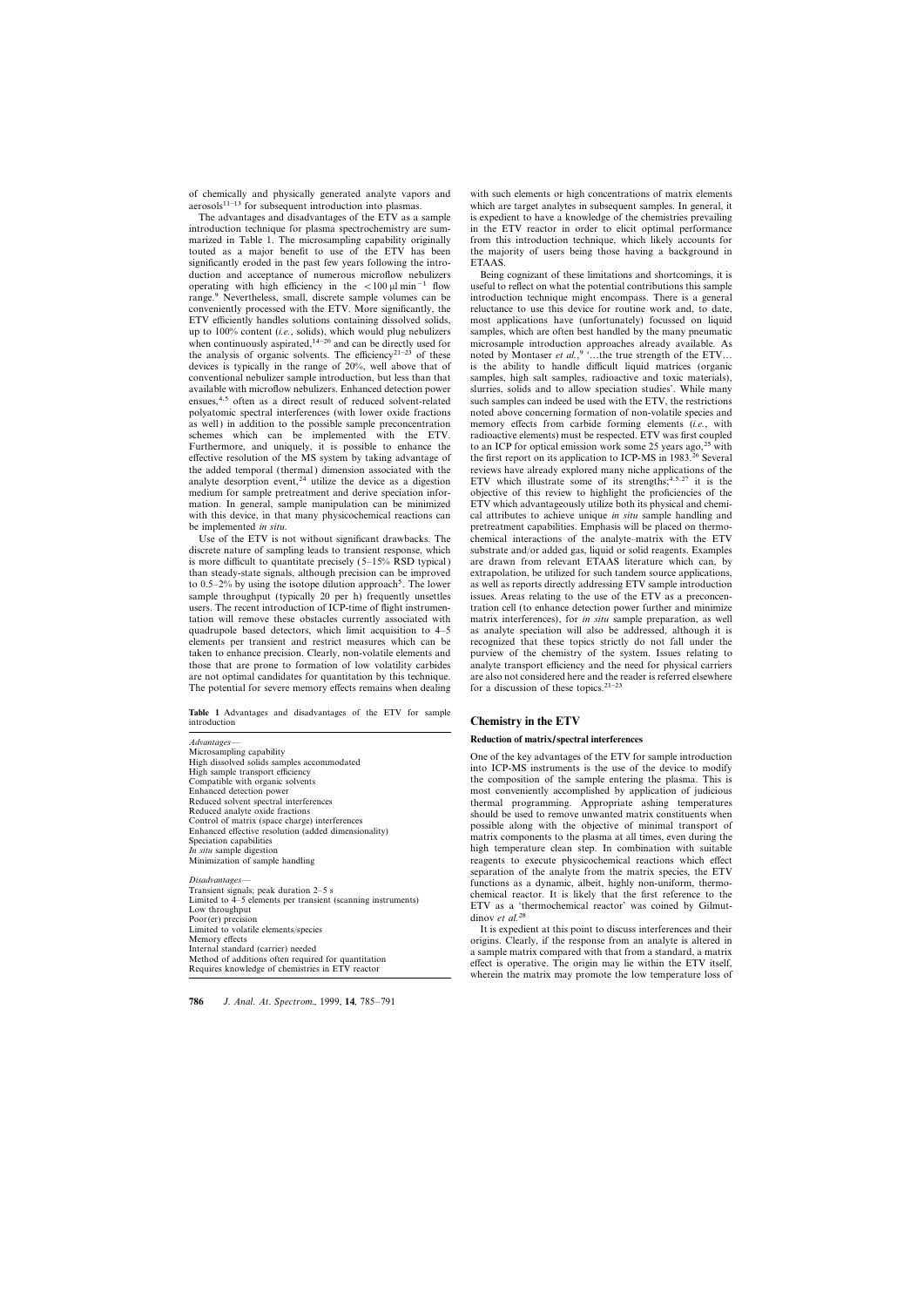of chemically and physically generated analyte vapors and aerosols[11–13] for subsequent introduction into plasmas.

The advantages and disadvantages of the ETV as a sample introduction technique for plasma spectrochemistry are summarized in Table 1. The microsampling capability originally touted as a major benefit to use of the ETV has been significantly eroded in the past few years following the introduction and acceptance of numerous microflow nebulizers operating with high efficiency in the $<100\ \mu l\ min^{-1}$ flow range.[9] Nevertheless, small, discrete sample volumes can be conveniently processed with the ETV. More significantly, the ETV efficiently handles solutions containing dissolved solids, up to 100% content (*i.e.*, solids), which would plug nebulizers when continuously aspirated,[14–20] and can be directly used for the analysis of organic solvents. The efficiency[21–23] of these devices is typically in the range of 20%, well above that of conventional nebulizer sample introduction, but less than that available with microflow nebulizers. Enhanced detection power ensues,[4,5] often as a direct result of reduced solvent-related polyatomic spectral interferences (with lower oxide fractions as well) in addition to the possible sample preconcentration schemes which can be implemented with the ETV. Furthermore, and uniquely, it is possible to enhance the effective resolution of the MS system by taking advantage of the added temporal (thermal) dimension associated with the analyte desorption event,[24] utilize the device as a digestion medium for sample pretreatment and derive speciation information. In general, sample manipulation can be minimized with this device, in that many physicochemical reactions can be implemented *in situ*.

Use of the ETV is not without significant drawbacks. The discrete nature of sampling leads to transient response, which is more difficult to quantitate precisely (5–15% RSD typical) than steady-state signals, although precision can be improved to 0.5–2% by using the isotope dilution approach[5]. The lower sample throughput (typically 20 per h) frequently unsettles users. The recent introduction of ICP-time of flight instrumentation will remove these obstacles currently associated with quadrupole based detectors, which limit acquisition to 4–5 elements per transient and restrict measures which can be taken to enhance precision. Clearly, non-volatile elements and those that are prone to formation of low volatility carbides are not optimal candidates for quantitation by this technique. The potential for severe memory effects remains when dealing with such elements or high concentrations of matrix elements which are target analytes in subsequent samples. In general, it is expedient to have a knowledge of the chemistries prevailing in the ETV reactor in order to elicit optimal performance from this introduction technique, which likely accounts for the majority of users being those having a background in ETAAS.

**Table 1** Advantages and disadvantages of the ETV for sample introduction

| | |
|---|---|
| *Advantages*— | |
| Microsampling capability | |
| High dissolved solids samples accommodated | |
| High sample transport efficiency | |
| Compatible with organic solvents | |
| Enhanced detection power | |
| Reduced solvent spectral interferences | |
| Reduced analyte oxide fractions | |
| Control of matrix (space charge) interferences | |
| Enhanced effective resolution (added dimensionality) | |
| Speciation capabilities | |
| *In situ* sample digestion | |
| Minimization of sample handling | |
| *Disadvantages*— | |
| Transient signals; peak duration 2–5 s | |
| Limited to 4–5 elements per transient (scanning instruments) | |
| Low throughput | |
| Poor(er) precision | |
| Limited to volatile elements/species | |
| Memory effects | |
| Internal standard (carrier) needed | |
| Method of additions often required for quantitation | |
| Requires knowledge of chemistries in ETV reactor | |

Being cognizant of these limitations and shortcomings, it is useful to reflect on what the potential contributions this sample introduction technique might encompass. There is a general reluctance to use this device for routine work and, to date, most applications have (unfortunately) focussed on liquid samples, which are often best handled by the many pneumatic microsample introduction approaches already available. As noted by Montaser *et al.*,[9] '…the true strength of the ETV… is the ability to handle difficult liquid matrices (organic samples, high salt samples, radioactive and toxic materials), slurries, solids and to allow speciation studies'. While many such samples can indeed be used with the ETV, the restrictions noted above concerning formation of non-volatile species and memory effects from carbide forming elements (*i.e.*, with radioactive elements) must be respected. ETV was first coupled to an ICP for optical emission work some 25 years ago,[25] with the first report on its application to ICP-MS in 1983.[26] Several reviews have already explored many niche applications of the ETV which illustrate some of its strengths;[4,5,27] it is the objective of this review to highlight the proficiencies of the ETV which advantageously utilize both its physical and chemical attributes to achieve unique *in situ* sample handling and pretreatment capabilities. Emphasis will be placed on thermochemical interactions of the analyte–matrix with the ETV substrate and/or added gas, liquid or solid reagents. Examples are drawn from relevant ETAAS literature which can, by extrapolation, be utilized for such tandem source applications, as well as reports directly addressing ETV sample introduction issues. Areas relating to the use of the ETV as a preconcentration cell (to enhance detection power further and minimize matrix interferences), for *in situ* sample preparation, as well as analyte speciation will also be addressed, although it is recognized that these topics strictly do not fall under the purview of the chemistry of the system. Issues relating to analyte transport efficiency and the need for physical carriers are also not considered here and the reader is referred elsewhere for a discussion of these topics.[21–23]

## Chemistry in the ETV

### Reduction of matrix/spectral interferences

One of the key advantages of the ETV for sample introduction into ICP-MS instruments is the use of the device to modify the composition of the sample entering the plasma. This is most conveniently accomplished by application of judicious thermal programming. Appropriate ashing temperatures should be used to remove unwanted matrix constituents when possible along with the objective of minimal transport of matrix components to the plasma at all times, even during the high temperature clean step. In combination with suitable reagents to execute physicochemical reactions which effect separation of the analyte from the matrix species, the ETV functions as a dynamic, albeit, highly non-uniform, thermochemical reactor. It is likely that the first reference to the ETV as a 'thermochemical reactor' was coined by Gilmutdinov *et al.*[28]

It is expedient at this point to discuss interferences and their origins. Clearly, if the response from an analyte is altered in a sample matrix compared with that from a standard, a matrix effect is operative. The origin may lie within the ETV itself, wherein the matrix may promote the low temperature loss of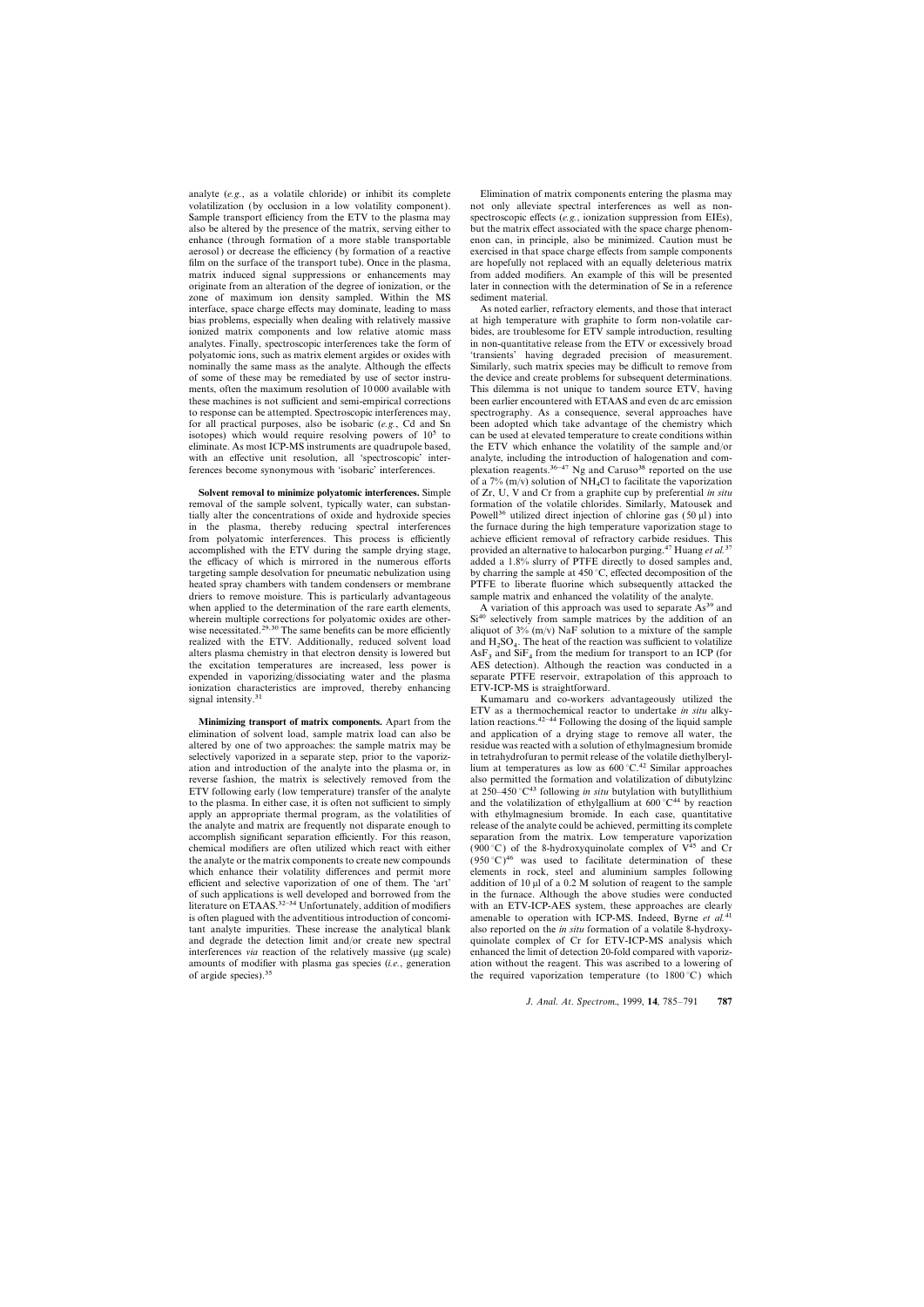analyte (*e.g.*, as a volatile chloride) or inhibit its complete volatilization (by occlusion in a low volatility component). Sample transport efficiency from the ETV to the plasma may also be altered by the presence of the matrix, serving either to enhance (through formation of a more stable transportable aerosol) or decrease the efficiency (by formation of a reactive film on the surface of the transport tube). Once in the plasma, matrix induced signal suppressions or enhancements may originate from an alteration of the degree of ionization, or the zone of maximum ion density sampled. Within the MS interface, space charge effects may dominate, leading to mass bias problems, especially when dealing with relatively massive ionized matrix components and low relative atomic mass analytes. Finally, spectroscopic interferences take the form of polyatomic ions, such as matrix element argides or oxides with nominally the same mass as the analyte. Although the effects of some of these may be remediated by use of sector instruments, often the maximum resolution of 10 000 available with these machines is not sufficient and semi-empirical corrections to response can be attempted. Spectroscopic interferences may, for all practical purposes, also be isobaric (*e.g.*, Cd and Sn isotopes) which would require resolving powers of $10^5$ to eliminate. As most ICP-MS instruments are quadrupole based, with an effective unit resolution, all 'spectroscopic' interferences become synonymous with 'isobaric' interferences.

**Solvent removal to minimize polyatomic interferences.** Simple removal of the sample solvent, typically water, can substantially alter the concentrations of oxide and hydroxide species in the plasma, thereby reducing spectral interferences from polyatomic interferences. This process is efficiently accomplished with the ETV during the sample drying stage, the efficacy of which is mirrored in the numerous efforts targeting sample desolvation for pneumatic nebulization using heated spray chambers with tandem condensers or membrane driers to remove moisture. This is particularly advantageous when applied to the determination of the rare earth elements, wherein multiple corrections for polyatomic oxides are otherwise necessitated.[29,30] The same benefits can be more efficiently realized with the ETV. Additionally, reduced solvent load alters plasma chemistry in that electron density is lowered but the excitation temperatures are increased, less power is expended in vaporizing/dissociating water and the plasma ionization characteristics are improved, thereby enhancing signal intensity.[31]

**Minimizing transport of matrix components.** Apart from the elimination of solvent load, sample matrix load can also be altered by one of two approaches: the sample matrix may be selectively vaporized in a separate step, prior to the vaporization and introduction of the analyte into the plasma or, in reverse fashion, the matrix is selectively removed from the ETV following early (low temperature) transfer of the analyte to the plasma. In either case, it is often not sufficient to simply apply an appropriate thermal program, as the volatilities of the analyte and matrix are frequently not disparate enough to accomplish significant separation efficiently. For this reason, chemical modifiers are often utilized which react with either the analyte or the matrix components to create new compounds which enhance their volatility differences and permit more efficient and selective vaporization of one of them. The 'art' of such applications is well developed and borrowed from the literature on ETAAS.[32–34] Unfortunately, addition of modifiers is often plagued with the adventitious introduction of concomitant analyte impurities. These increase the analytical blank and degrade the detection limit and/or create new spectral interferences *via* reaction of the relatively massive (μg scale) amounts of modifier with plasma gas species (*i.e.*, generation of argide species).[35]

Elimination of matrix components entering the plasma may not only alleviate spectral interferences as well as non-spectroscopic effects (*e.g.*, ionization suppression from EIEs), but the matrix effect associated with the space charge phenomenon can, in principle, also be minimized. Caution must be exercised in that space charge effects from sample components are hopefully not replaced with an equally deleterious matrix from added modifiers. An example of this will be presented later in connection with the determination of Se in a reference sediment material.

As noted earlier, refractory elements, and those that interact at high temperature with graphite to form non-volatile carbides, are troublesome for ETV sample introduction, resulting in non-quantitative release from the ETV or excessively broad 'transients' having degraded precision of measurement. Similarly, such matrix species may be difficult to remove from the device and create problems for subsequent determinations. This dilemma is not unique to tandem source ETV, having been earlier encountered with ETAAS and even dc arc emission spectrography. As a consequence, several approaches have been adopted which take advantage of the chemistry which can be used at elevated temperature to create conditions within the ETV which enhance the volatility of the sample and/or analyte, including the introduction of halogenation and complexation reagents.[36–47] Ng and Caruso[38] reported on the use of a 7% (m/v) solution of $NH_4Cl$ to facilitate the vaporization of Zr, U, V and Cr from a graphite cup by preferential *in situ* formation of the volatile chlorides. Similarly, Matousek and Powell[36] utilized direct injection of chlorine gas (50 μl) into the furnace during the high temperature vaporization stage to achieve efficient removal of refractory carbide residues. This provided an alternative to halocarbon purging.[47] Huang *et al.*[37] added a 1.8% slurry of PTFE directly to dosed samples and, by charring the sample at 450 °C, effected decomposition of the PTFE to liberate fluorine which subsequently attacked the sample matrix and enhanced the volatility of the analyte.

A variation of this approach was used to separate As[39] and Si[40] selectively from sample matrices by the addition of an aliquot of 3% (m/v) NaF solution to a mixture of the sample and $H_2SO_4$. The heat of the reaction was sufficient to volatilize $AsF_3$ and $SiF_4$ from the medium for transport to an ICP (for AES detection). Although the reaction was conducted in a separate PTFE reservoir, extrapolation of this approach to ETV-ICP-MS is straightforward.

Kumamaru and co-workers advantageously utilized the ETV as a thermochemical reactor to undertake *in situ* alkylation reactions.[42–44] Following the dosing of the liquid sample and application of a drying stage to remove all water, the residue was reacted with a solution of ethylmagnesium bromide in tetrahydrofuran to permit release of the volatile diethylberyllium at temperatures as low as 600 °C.[42] Similar approaches also permitted the formation and volatilization of dibutylzinc at 250–450 °C[43] following *in situ* butylation with butyllithium and the volatilization of ethylgallium at 600 °C[44] by reaction with ethylmagnesium bromide. In each case, quantitative release of the analyte could be achieved, permitting its complete separation from the matrix. Low temperature vaporization (900 °C) of the 8-hydroxyquinolate complex of V[45] and Cr (950 °C)[46] was used to facilitate determination of these elements in rock, steel and aluminium samples following addition of 10 μl of a 0.2 M solution of reagent to the sample in the furnace. Although the above studies were conducted with an ETV-ICP-AES system, these approaches are clearly amenable to operation with ICP-MS. Indeed, Byrne *et al.*[41] also reported on the *in situ* formation of a volatile 8-hydroxyquinolate complex of Cr for ETV-ICP-MS analysis which enhanced the limit of detection 20-fold compared with vaporization without the reagent. This was ascribed to a lowering of the required vaporization temperature (to 1800 °C) which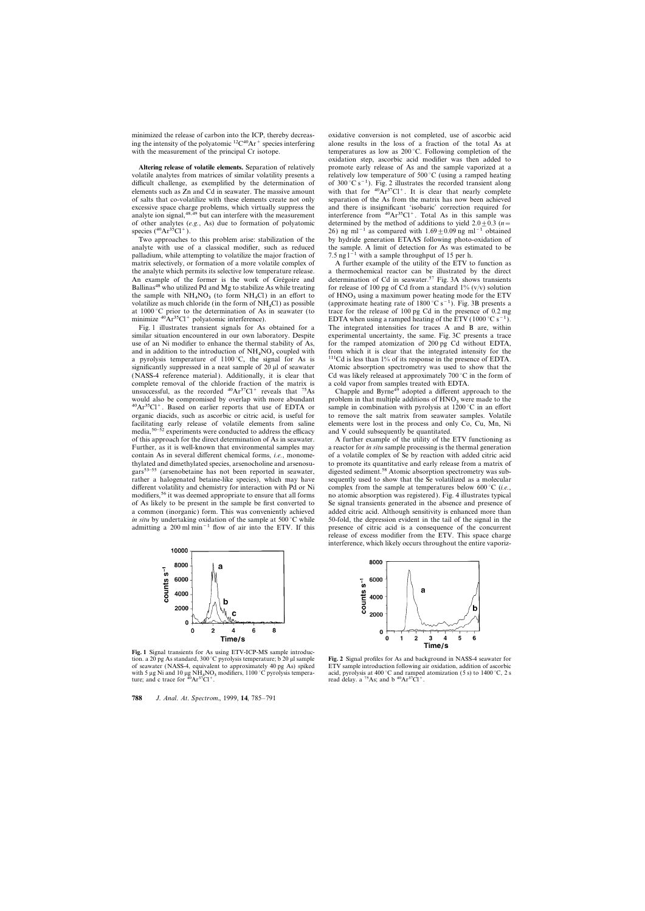minimized the release of carbon into the ICP, thereby decreasing the intensity of the polyatomic $^{12}C^{40}Ar^+$ species interfering with the measurement of the principal Cr isotope.

**Altering release of volatile elements.** Separation of relatively volatile analytes from matrices of similar volatility presents a difficult challenge, as exemplified by the determination of elements such as Zn and Cd in seawater. The massive amount of salts that co-volatilize with these elements create not only excessive space charge problems, which virtually suppress the analyte ion signal,[48,49] but can interfere with the measurement of other analytes (*e.g.*, As) due to formation of polyatomic species ($^{40}Ar^{35}Cl^+$).

Two approaches to this problem arise: stabilization of the analyte with use of a classical modifier, such as reduced palladium, while attempting to volatilize the major fraction of matrix selectively, or formation of a more volatile complex of the analyte which permits its selective low temperature release. An example of the former is the work of Grégoire and Ballinas[48] who utilized Pd and Mg to stabilize As while treating the sample with $NH_4NO_3$ (to form $NH_4Cl$) in an effort to volatilize as much chloride (in the form of $NH_4Cl$) as possible at 1000 °C prior to the determination of As in seawater (to minimize $^{40}Ar^{35}Cl^+$ polyatomic interference).

Fig. 1 illustrates transient signals for As as obtained for a similar situation encountered in our own laboratory. Despite use of an Ni modifier to enhance the thermal stability of As, and in addition to the introduction of $NH_4NO_3$ coupled with a pyrolysis temperature of 1100 °C, the signal for As is significantly suppressed in a neat sample of 20 µl of seawater (NASS-4 reference material). Additionally, it is clear that complete removal of the chloride fraction of the matrix is unsuccessful, as the recorded $^{40}Ar^{37}Cl^+$ reveals that $^{75}As$ would also be compromised by overlap with more abundant $^{40}Ar^{35}Cl^+$. Based on earlier reports that use of EDTA or organic diacids, such as ascorbic or citric acid, is useful for facilitating early release of volatile elements from saline media,[50–52] experiments were conducted to address the efficacy of this approach for the direct determination of As in seawater. Further, as it is well-known that environmental samples may contain As in several different chemical forms, *i.e.*, monomethylated and dimethylated species, arsenocholine and arsenosugars[53–55] (arsenobetaine has not been reported in seawater, rather a halogenated betaine-like species), which may have different volatility and chemistry for interaction with Pd or Ni modifiers,[56] it was deemed appropriate to ensure that all forms of As likely to be present in the sample be first converted to a common (inorganic) form. This was conveniently achieved *in situ* by undertaking oxidation of the sample at 500 °C while admitting a 200 ml $min^{-1}$ flow of air into the ETV. If this oxidative conversion is not completed, use of ascorbic acid alone results in the loss of a fraction of the total As at temperatures as low as 200 °C. Following completion of the oxidation step, ascorbic acid modifier was then added to promote early release of As and the sample vaporized at a relatively low temperature of 500 °C (using a ramped heating of 300 °C $s^{-1}$). Fig. 2 illustrates the recorded transient along with that for $^{40}Ar^{37}Cl^+$. It is clear that nearly complete separation of the As from the matrix has now been achieved and there is insignificant 'isobaric' correction required for interference from $^{40}Ar^{35}Cl^+$. Total As in this sample was determined by the method of additions to yield $2.0 \pm 0.3$ ($n$= 26) ng $ml^{-1}$ as compared with $1.69 \pm 0.09$ ng $ml^{-1}$ obtained by hydride generation ETAAS following photo-oxidation of the sample. A limit of detection for As was estimated to be 7.5 ng $l^{-1}$ with a sample throughput of 15 per h.

Fig. 1 Signal transients for As using ETV-ICP-MS sample introduction. a 20 pg As standard, 300 °C pyrolysis temperature; b 20 µl sample of seawater (NASS-4, equivalent to approximately 40 pg As) spiked with 5 µg Ni and 10 µg $NH_4NO_3$ modifiers, 1100 °C pyrolysis temperature; and c trace for $^{40}Ar^{37}Cl^+$.

A further example of the utility of the ETV to function as a thermochemical reactor can be illustrated by the direct determination of Cd in seawater.[57] Fig. 3A shows transients for release of 100 pg of Cd from a standard 1% (v/v) solution of $HNO_3$ using a maximum power heating mode for the ETV (approximate heating rate of 1800 °C $s^{-1}$). Fig. 3B presents a trace for the release of 100 pg Cd in the presence of 0.2 mg EDTA when using a ramped heating of the ETV (1000 °C $s^{-1}$). The integrated intensities for traces A and B are, within experimental uncertainty, the same. Fig. 3C presents a trace for the ramped atomization of 200 pg Cd without EDTA, from which it is clear that the integrated intensity for the $^{111}Cd$ is less than 1% of its response in the presence of EDTA. Atomic absorption spectrometry was used to show that the Cd was likely released at approximately 700 °C in the form of a cold vapor from samples treated with EDTA.

Chapple and Byrne[49] adopted a different approach to the problem in that multiple additions of $HNO_3$ were made to the sample in combination with pyrolysis at 1200 °C in an effort to remove the salt matrix from seawater samples. Volatile elements were lost in the process and only Co, Cu, Mn, Ni and V could subsequently be quantitated.

A further example of the utility of the ETV functioning as a reactor for *in situ* sample processing is the thermal generation of a volatile complex of Se by reaction with added citric acid to promote its quantitative and early release from a matrix of digested sediment.[58] Atomic absorption spectrometry was subsequently used to show that the Se volatilized as a molecular complex from the sample at temperatures below 600 °C (*i.e.*, no atomic absorption was registered). Fig. 4 illustrates typical Se signal transients generated in the absence and presence of added citric acid. Although sensitivity is enhanced more than 50-fold, the depression evident in the tail of the signal in the presence of citric acid is a consequence of the concurrent release of excess modifier from the ETV. This space charge interference, which likely occurs throughout the entire vaporiz-

Fig. 2 Signal profiles for As and background in NASS-4 seawater for ETV sample introduction following air oxidation, addition of ascorbic acid, pyrolysis at 400 °C and ramped atomization (5 s) to 1400 °C, 2 s read delay. a $^{75}As$; and b $^{40}Ar^{37}Cl^+$.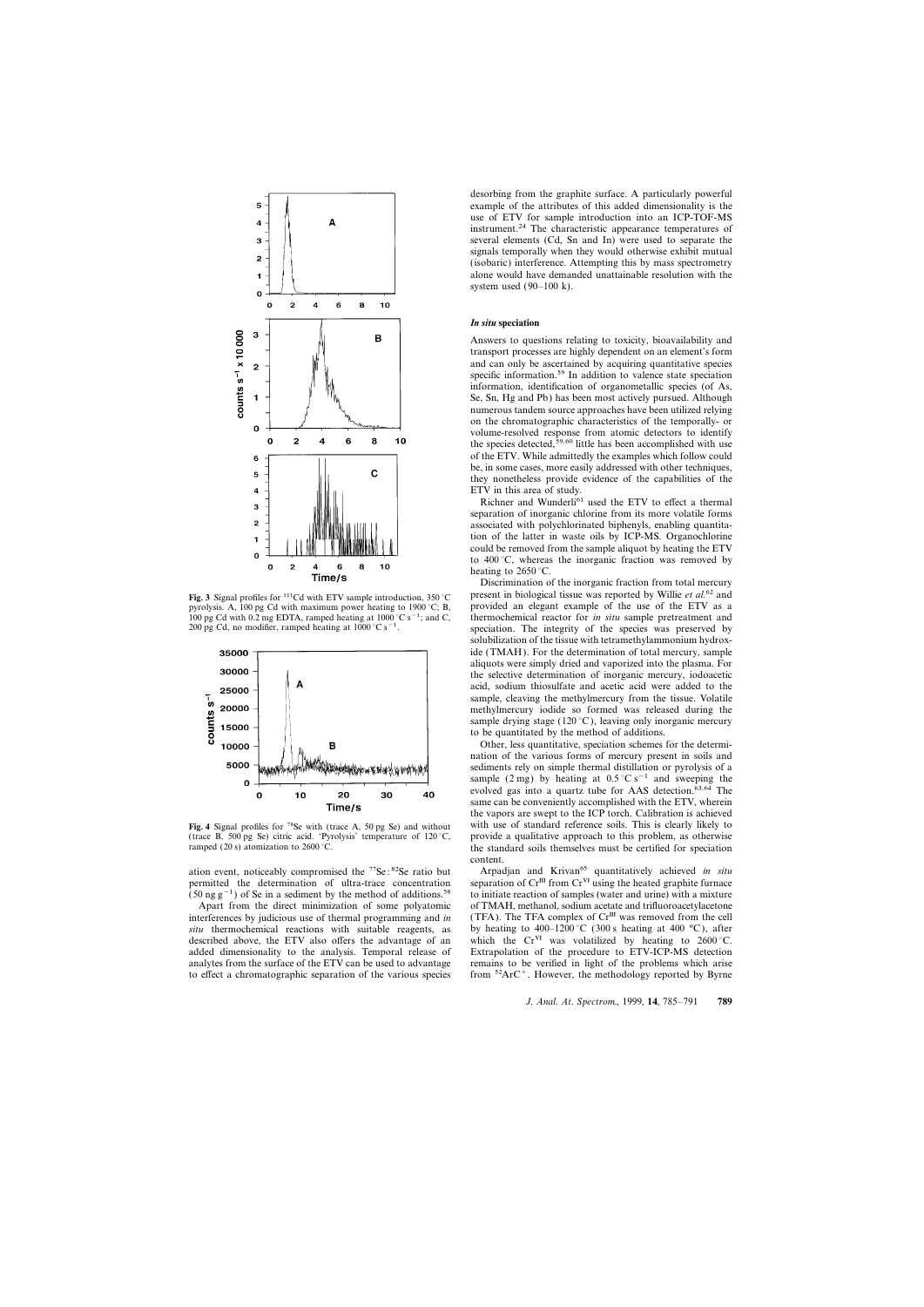Fig. 3 Signal profiles for $^{111}$Cd with ETV sample introduction, 350 °C pyrolysis. A, 100 pg Cd with maximum power heating to 1900 °C; B, 100 pg Cd with 0.2 mg EDTA, ramped heating at 1000 °C s$^{-1}$; and C, 200 pg Cd, no modifier, ramped heating at 1000 °C s$^{-1}$.

Fig. 4 Signal profiles for $^{78}$Se with (trace A, 50 pg Se) and without (trace B, 500 pg Se) citric acid. 'Pyrolysis' temperature of 120 °C, ramped (20 s) atomization to 2600 °C.

ation event, noticeably compromised the $^{77}$Se : $^{82}$Se ratio but permitted the determination of ultra-trace concentration (50 ng g$^{-1}$) of Se in a sediment by the method of additions.[58]

Apart from the direct minimization of some polyatomic interferences by judicious use of thermal programming and *in situ* thermochemical reactions with suitable reagents, as described above, the ETV also offers the advantage of an added dimensionality to the analysis. Temporal release of analytes from the surface of the ETV can be used to advantage to effect a chromatographic separation of the various species desorbing from the graphite surface. A particularly powerful example of the attributes of this added dimensionality is the use of ETV for sample introduction into an ICP-TOF-MS instrument.[24] The characteristic appearance temperatures of several elements (Cd, Sn and In) were used to separate the signals temporally when they would otherwise exhibit mutual (isobaric) interference. Attempting this by mass spectrometry alone would have demanded unattainable resolution with the system used (90–100 k).

## *In situ* speciation

Answers to questions relating to toxicity, bioavailability and transport processes are highly dependent on an element's form and can only be ascertained by acquiring quantitative species specific information.[59] In addition to valence state speciation information, identification of organometallic species (of As, Se, Sn, Hg and Pb) has been most actively pursued. Although numerous tandem source approaches have been utilized relying on the chromatographic characteristics of the temporally- or volume-resolved response from atomic detectors to identify the species detected,[59,60] little has been accomplished with use of the ETV. While admittedly the examples which follow could be, in some cases, more easily addressed with other techniques, they nonetheless provide evidence of the capabilities of the ETV in this area of study.

Richner and Wunderli[61] used the ETV to effect a thermal separation of inorganic chlorine from its more volatile forms associated with polychlorinated biphenyls, enabling quantitation of the latter in waste oils by ICP-MS. Organochlorine could be removed from the sample aliquot by heating the ETV to 400 °C, whereas the inorganic fraction was removed by heating to 2650 °C.

Discrimination of the inorganic fraction from total mercury present in biological tissue was reported by Willie *et al.*[62] and provided an elegant example of the use of the ETV as a thermochemical reactor for *in situ* sample pretreatment and speciation. The integrity of the species was preserved by solubilization of the tissue with tetramethylammonium hydroxide (TMAH). For the determination of total mercury, sample aliquots were simply dried and vaporized into the plasma. For the selective determination of inorganic mercury, iodoacetic acid, sodium thiosulfate and acetic acid were added to the sample, cleaving the methylmercury from the tissue. Volatile methylmercury iodide so formed was released during the sample drying stage (120 °C), leaving only inorganic mercury to be quantitated by the method of additions.

Other, less quantitative, speciation schemes for the determination of the various forms of mercury present in soils and sediments rely on simple thermal distillation or pyrolysis of a sample (2 mg) by heating at 0.5 °C s$^{-1}$ and sweeping the evolved gas into a quartz tube for AAS detection.[63,64] The same can be conveniently accomplished with the ETV, wherein the vapors are swept to the ICP torch. Calibration is achieved with use of standard reference soils. This is clearly likely to provide a qualitative approach to this problem, as otherwise the standard soils themselves must be certified for speciation content.

Arpadjan and Krivan[65] quantitatively achieved *in situ* separation of Cr$^{III}$ from Cr$^{VI}$ using the heated graphite furnace to initiate reaction of samples (water and urine) with a mixture of TMAH, methanol, sodium acetate and trifluoroacetylacetone (TFA). The TFA complex of Cr$^{III}$ was removed from the cell by heating to 400–1200 °C (300 s heating at 400 °C), after which the Cr$^{VI}$ was volatilized by heating to 2600 °C. Extrapolation of the procedure to ETV-ICP-MS detection remains to be verified in light of the problems which arise from $^{52}$ArC$^{+}$. However, the methodology reported by Byrne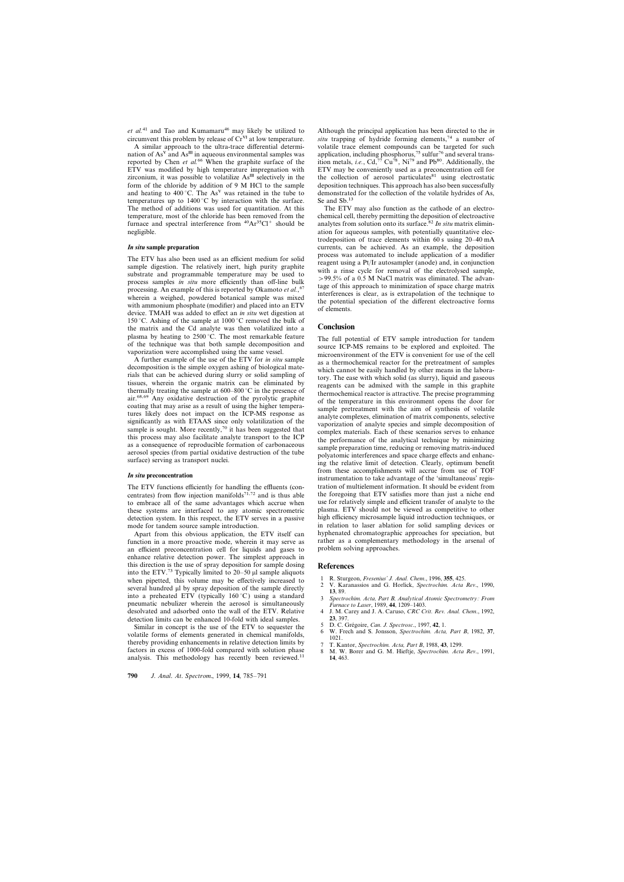*et al.*[41] and Tao and Kumamaru[46] may likely be utilized to circumvent this problem by release of $Cr^{VI}$ at low temperature.

A similar approach to the ultra-trace differential determination of $As^{V}$ and $As^{III}$ in aqueous environmental samples was reported by Chen *et al.*[66] When the graphite surface of the ETV was modified by high temperature impregnation with zirconium, it was possible to volatilize $As^{III}$ selectively in the form of the chloride by addition of 9 M HCl to the sample and heating to 400 °C. The $As^{V}$ was retained in the tube to temperatures up to 1400 °C by interaction with the surface. The method of additions was used for quantitation. At this temperature, most of the chloride has been removed from the furnace and spectral interference from $^{40}Ar^{35}Cl^{+}$ should be negligible.

### *In situ* sample preparation

The ETV has also been used as an efficient medium for solid sample digestion. The relatively inert, high purity graphite substrate and programmable temperature may be used to process samples *in situ* more efficiently than off-line bulk processing. An example of this is reported by Okamoto *et al.*,[67] wherein a weighed, powdered botanical sample was mixed with ammonium phosphate (modifier) and placed into an ETV device. TMAH was added to effect an *in situ* wet digestion at 150 °C. Ashing of the sample at 1000 °C removed the bulk of the matrix and the Cd analyte was then volatilized into a plasma by heating to 2500 °C. The most remarkable feature of the technique was that both sample decomposition and vaporization were accomplished using the same vessel.

A further example of the use of the ETV for *in situ* sample decomposition is the simple oxygen ashing of biological materials that can be achieved during slurry or solid sampling of tissues, wherein the organic matrix can be eliminated by thermally treating the sample at 600–800 °C in the presence of air.[68,69] Any oxidative destruction of the pyrolytic graphite coating that may arise as a result of using the higher temperatures likely does not impact on the ICP-MS response as significantly as with ETAAS since only volatilization of the sample is sought. More recently,[70] it has been suggested that this process may also facilitate analyte transport to the ICP as a consequence of reproducible formation of carbonaceous aerosol species (from partial oxidative destruction of the tube surface) serving as transport nuclei.

### *In situ* preconcentration

The ETV functions efficiently for handling the effluents (concentrates) from flow injection manifolds[71,72] and is thus able to embrace all of the same advantages which accrue when these systems are interfaced to any atomic spectrometric detection system. In this respect, the ETV serves in a passive mode for tandem source sample introduction.

Apart from this obvious application, the ETV itself can function in a more proactive mode, wherein it may serve as an efficient preconcentration cell for liquids and gases to enhance relative detection power. The simplest approach in this direction is the use of spray deposition for sample dosing into the ETV.[73] Typically limited to 20–50 µl sample aliquots when pipetted, this volume may be effectively increased to several hundred µl by spray deposition of the sample directly into a preheated ETV (typically 160 °C) using a standard pneumatic nebulizer wherein the aerosol is simultaneously desolvated and adsorbed onto the wall of the ETV. Relative detection limits can be enhanced 10-fold with ideal samples.

Similar in concept is the use of the ETV to sequester the volatile forms of elements generated in chemical manifolds, thereby providing enhancements in relative detection limits by factors in excess of 1000-fold compared with solution phase analysis. This methodology has recently been reviewed.[11] Although the principal application has been directed to the *in situ* trapping of hydride forming elements,[74] a number of volatile trace element compounds can be targeted for such application, including phosphorus,[75] sulfur[76] and several transition metals, *i.e.*, Cd,[77] Cu[78], Ni[79] and Pb[80]. Additionally, the ETV may be conveniently used as a preconcentration cell for the collection of aerosol particulates[81] using electrostatic deposition techniques. This approach has also been successfully demonstrated for the collection of the volatile hydrides of As, Se and Sb.[13]

The ETV may also function as the cathode of an electrochemical cell, thereby permitting the deposition of electroactive analytes from solution onto its surface.[82] *In situ* matrix elimination for aqueous samples, with potentially quantitative electrodeposition of trace elements within 60 s using 20–40 mA currents, can be achieved. As an example, the deposition process was automated to include application of a modifier reagent using a Pt/Ir autosampler (anode) and, in conjunction with a rinse cycle for removal of the electrolysed sample, >99.5% of a 0.5 M NaCl matrix was eliminated. The advantage of this approach to minimization of space charge matrix interferences is clear, as is extrapolation of the technique to the potential speciation of the different electroactive forms of elements.

## Conclusion

The full potential of ETV sample introduction for tandem source ICP-MS remains to be explored and exploited. The microenvironment of the ETV is convenient for use of the cell as a thermochemical reactor for the pretreatment of samples which cannot be easily handled by other means in the laboratory. The ease with which solid (as slurry), liquid and gaseous reagents can be admixed with the sample in this graphite thermochemical reactor is attractive. The precise programming of the temperature in this environment opens the door for sample pretreatment with the aim of synthesis of volatile analyte complexes, elimination of matrix components, selective vaporization of analyte species and simple decomposition of complex materials. Each of these scenarios serves to enhance the performance of the analytical technique by minimizing sample preparation time, reducing or removing matrix-induced polyatomic interferences and space charge effects and enhancing the relative limit of detection. Clearly, optimum benefit from these accomplishments will accrue from use of TOF instrumentation to take advantage of the 'simultaneous' registration of multielement information. It should be evident from the foregoing that ETV satisfies more than just a niche end use for relatively simple and efficient transfer of analyte to the plasma. ETV should not be viewed as competitive to other high efficiency microsample liquid introduction techniques, or in relation to laser ablation for solid sampling devices or hyphenated chromatographic approaches for speciation, but rather as a complementary methodology in the arsenal of problem solving approaches.

## References

1. R. Sturgeon, *Fresenius' J. Anal. Chem.*, 1996, **355**, 425.
2. V. Karanassios and G. Horlick, *Spectrochim. Acta Rev.*, 1990, **13**, 89.
3. *Spectrochim. Acta, Part B, Analytical Atomic Spectrometry: From Furnace to Laser*, 1989, **44**, 1209–1403.
4. J. M. Carey and J. A. Caruso, *CRC Crit. Rev. Anal. Chem.*, 1992, **23**, 397.
5. D. C. Grégoire, *Can. J. Spectrosc.*, 1997, **42**, 1.
6. W. Frech and S. Jonsson, *Spectrochim. Acta, Part B*, 1982, **37**, 1021.
7. T. Kantor, *Spectrochim. Acta, Part B*, 1988, **43**, 1299.
8. M. W. Borer and G. M. Hieftje, *Spectrochim. Acta Rev.*, 1991, **14**, 463.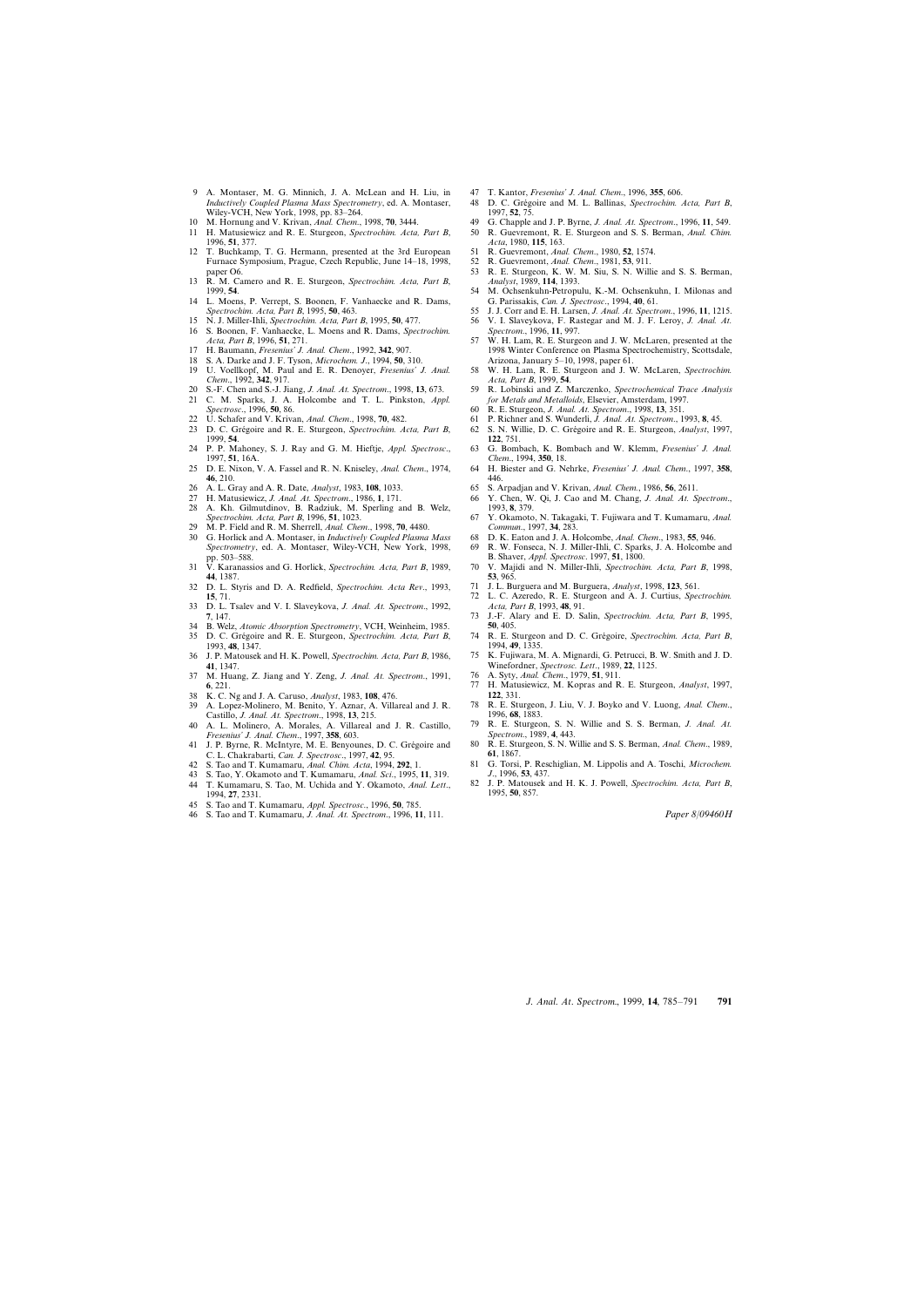9 A. Montaser, M. G. Minnich, J. A. McLean and H. Liu, in *Inductively Coupled Plasma Mass Spectrometry*, ed. A. Montaser, Wiley-VCH, New York, 1998, pp. 83–264.
10 M. Hornung and V. Krivan, *Anal. Chem.*, 1998, **70**, 3444.
11 H. Matusiewicz and R. E. Sturgeon, *Spectrochim. Acta, Part B*, 1996, **51**, 377.
12 T. Buchkamp, T. G. Hermann, presented at the 3rd European Furnace Symposium, Prague, Czech Republic, June 14–18, 1998, paper O6.
13 R. M. Camero and R. E. Sturgeon, *Spectrochim. Acta, Part B*, 1999, **54**.
14 L. Moens, P. Verrept, S. Boonen, F. Vanhaecke and R. Dams, *Spectrochim. Acta, Part B*, 1995, **50**, 463.
15 N. J. Miller-Ihli, *Spectrochim. Acta, Part B*, 1995, **50**, 477.
16 S. Boonen, F. Vanhaecke, L. Moens and R. Dams, *Spectrochim. Acta, Part B*, 1996, **51**, 271.
17 H. Baumann, *Fresenius' J. Anal. Chem.*, 1992, **342**, 907.
18 S. A. Darke and J. F. Tyson, *Microchem. J.*, 1994, **50**, 310.
19 U. Voellkopf, M. Paul and E. R. Denoyer, *Fresenius' J. Anal. Chem.*, 1992, **342**, 917.
20 S.-F. Chen and S.-J. Jiang, *J. Anal. At. Spectrom.*, 1998, **13**, 673.
21 C. M. Sparks, J. A. Holcombe and T. L. Pinkston, *Appl. Spectrosc.*, 1996, **50**, 86.
22 U. Schafer and V. Krivan, *Anal. Chem.*, 1998, **70**, 482.
23 D. C. Grégoire and R. E. Sturgeon, *Spectrochim. Acta, Part B*, 1999, **54**.
24 P. P. Mahoney, S. J. Ray and G. M. Hieftje, *Appl. Spectrosc.*, 1997, **51**, 16A.
25 D. E. Nixon, V. A. Fassel and R. N. Kniseley, *Anal. Chem.*, 1974, **46**, 210.
26 A. L. Gray and A. R. Date, *Analyst*, 1983, **108**, 1033.
27 H. Matusiewicz, *J. Anal. At. Spectrom.*, 1986, **1**, 171.
28 A. Kh. Gilmutdinov, B. Radziuk, M. Sperling and B. Welz, *Spectrochim. Acta, Part B*, 1996, **51**, 1023.
29 M. P. Field and R. M. Sherrell, *Anal. Chem.*, 1998, **70**, 4480.
30 G. Horlick and A. Montaser, in *Inductively Coupled Plasma Mass Spectrometry*, ed. A. Montaser, Wiley-VCH, New York, 1998, pp. 503–588.
31 V. Karanassios and G. Horlick, *Spectrochim. Acta, Part B*, 1989, **44**, 1387.
32 D. L. Styris and D. A. Redfield, *Spectrochim. Acta Rev.*, 1993, **15**, 71.
33 D. L. Tsalev and V. I. Slaveykova, *J. Anal. At. Spectrom.*, 1992, **7**, 147.
34 B. Welz, *Atomic Absorption Spectrometry*, VCH, Weinheim, 1985.
35 D. C. Grégoire and R. E. Sturgeon, *Spectrochim. Acta, Part B*, 1993, **48**, 1347.
36 J. P. Matousek and H. K. Powell, *Spectrochim. Acta, Part B*, 1986, **41**, 1347.
37 M. Huang, Z. Jiang and Y. Zeng, *J. Anal. At. Spectrom.*, 1991, **6**, 221.
38 K. C. Ng and J. A. Caruso, *Analyst*, 1983, **108**, 476.
39 A. Lopez-Molinero, M. Benito, Y. Aznar, A. Villareal and J. R. Castillo, *J. Anal. At. Spectrom.*, 1998, **13**, 215.
40 A. L. Molinero, A. Morales, A. Villareal and J. R. Castillo, *Fresenius' J. Anal. Chem.*, 1997, **358**, 603.
41 J. P. Byrne, R. McIntyre, M. E. Benyounes, D. C. Grégoire and C. L. Chakrabarti, *Can. J. Spectrosc.*, 1997, **42**, 95.
42 S. Tao and T. Kumamaru, *Anal. Chim. Acta*, 1994, **292**, 1.
43 S. Tao, Y. Okamoto and T. Kumamaru, *Anal. Sci.*, 1995, **11**, 319.
44 T. Kumamaru, S. Tao, M. Uchida and Y. Okamoto, *Anal. Lett.*, 1994, **27**, 2331.
45 S. Tao and T. Kumamaru, *Appl. Spectrosc.*, 1996, **50**, 785.
46 S. Tao and T. Kumamaru, *J. Anal. At. Spectrom.*, 1996, **11**, 111.
47 T. Kantor, *Fresenius' J. Anal. Chem.*, 1996, **355**, 606.
48 D. C. Grégoire and M. L. Ballinas, *Spectrochim. Acta, Part B*, 1997, **52**, 75.
49 G. Chapple and J. P. Byrne, *J. Anal. At. Spectrom.*, 1996, **11**, 549.
50 R. Guevremont, R. E. Sturgeon and S. S. Berman, *Anal. Chim. Acta*, 1980, **115**, 163.
51 R. Guevremont, *Anal. Chem.*, 1980, **52**, 1574.
52 R. Guevremont, *Anal. Chem.*, 1981, **53**, 911.
53 R. E. Sturgeon, K. W. M. Siu, S. N. Willie and S. S. Berman, *Analyst*, 1989, **114**, 1393.
54 M. Ochsenkuhn-Petropulu, K.-M. Ochsenkuhn, I. Milonas and G. Parissakis, *Can. J. Spectrosc.*, 1994, **40**, 61.
55 J. J. Corr and E. H. Larsen, *J. Anal. At. Spectrom.*, 1996, **11**, 1215.
56 V. I. Slaveykova, F. Rastegar and M. J. F. Leroy, *J. Anal. At. Spectrom.*, 1996, **11**, 997.
57 W. H. Lam, R. E. Sturgeon and J. W. McLaren, presented at the 1998 Winter Conference on Plasma Spectrochemistry, Scottsdale, Arizona, January 5–10, 1998, paper 61.
58 W. H. Lam, R. E. Sturgeon and J. W. McLaren, *Spectrochim. Acta, Part B*, 1999, **54**.
59 R. Lobinski and Z. Marczenko, *Spectrochemical Trace Analysis for Metals and Metalloids*, Elsevier, Amsterdam, 1997.
60 R. E. Sturgeon, *J. Anal. At. Spectrom.*, 1998, **13**, 351.
61 P. Richner and S. Wunderli, *J. Anal. At. Spectrom.*, 1993, **8**, 45.
62 S. N. Willie, D. C. Grégoire and R. E. Sturgeon, *Analyst*, 1997, **122**, 751.
63 G. Bombach, K. Bombach and W. Klemm, *Fresenius' J. Anal. Chem.*, 1994, **350**, 18.
64 H. Biester and G. Nehrke, *Fresenius' J. Anal. Chem.*, 1997, **358**, 446.
65 S. Arpadjan and V. Krivan, *Anal. Chem.*, 1986, **56**, 2611.
66 Y. Chen, W. Qi, J. Cao and M. Chang, *J. Anal. At. Spectrom.*, 1993, **8**, 379.
67 Y. Okamoto, N. Takagaki, T. Fujiwara and T. Kumamaru, *Anal. Commun.*, 1997, **34**, 283.
68 D. K. Eaton and J. A. Holcombe, *Anal. Chem.*, 1983, **55**, 946.
69 R. W. Fonseca, N. J. Miller-Ihli, C. Sparks, J. A. Holcombe and B. Shaver, *Appl. Spectrosc.* 1997, **51**, 1800.
70 V. Majidi and N. Miller-Ihli, *Spectrochim. Acta, Part B*, 1998, **53**, 965.
71 J. L. Burguera and M. Burguera, *Analyst*, 1998, **123**, 561.
72 L. C. Azeredo, R. E. Sturgeon and A. J. Curtius, *Spectrochim. Acta, Part B*, 1993, **48**, 91.
73 J.-F. Alary and E. D. Salin, *Spectrochim. Acta, Part B*, 1995, **50**, 405.
74 R. E. Sturgeon and D. C. Grégoire, *Spectrochim. Acta, Part B*, 1994, **49**, 1335.
75 K. Fujiwara, M. A. Mignardi, G. Petrucci, B. W. Smith and J. D. Winefordner, *Spectrosc. Lett.*, 1989, **22**, 1125.
76 A. Syty, *Anal. Chem.*, 1979, **51**, 911.
77 H. Matusiewicz, M. Kopras and R. E. Sturgeon, *Analyst*, 1997, **122**, 331.
78 R. E. Sturgeon, J. Liu, V. J. Boyko and V. Luong, *Anal. Chem.*, 1996, **68**, 1883.
79 R. E. Sturgeon, S. N. Willie and S. S. Berman, *J. Anal. At. Spectrom.*, 1989, **4**, 443.
80 R. E. Sturgeon, S. N. Willie and S. S. Berman, *Anal. Chem.*, 1989, **61**, 1867.
81 G. Torsi, P. Reschiglian, M. Lippolis and A. Toschi, *Microchem. J.*, 1996, **53**, 437.
82 J. P. Matousek and H. K. J. Powell, *Spectrochim. Acta, Part B*, 1995, **50**, 857.

*Paper 8/09460H*